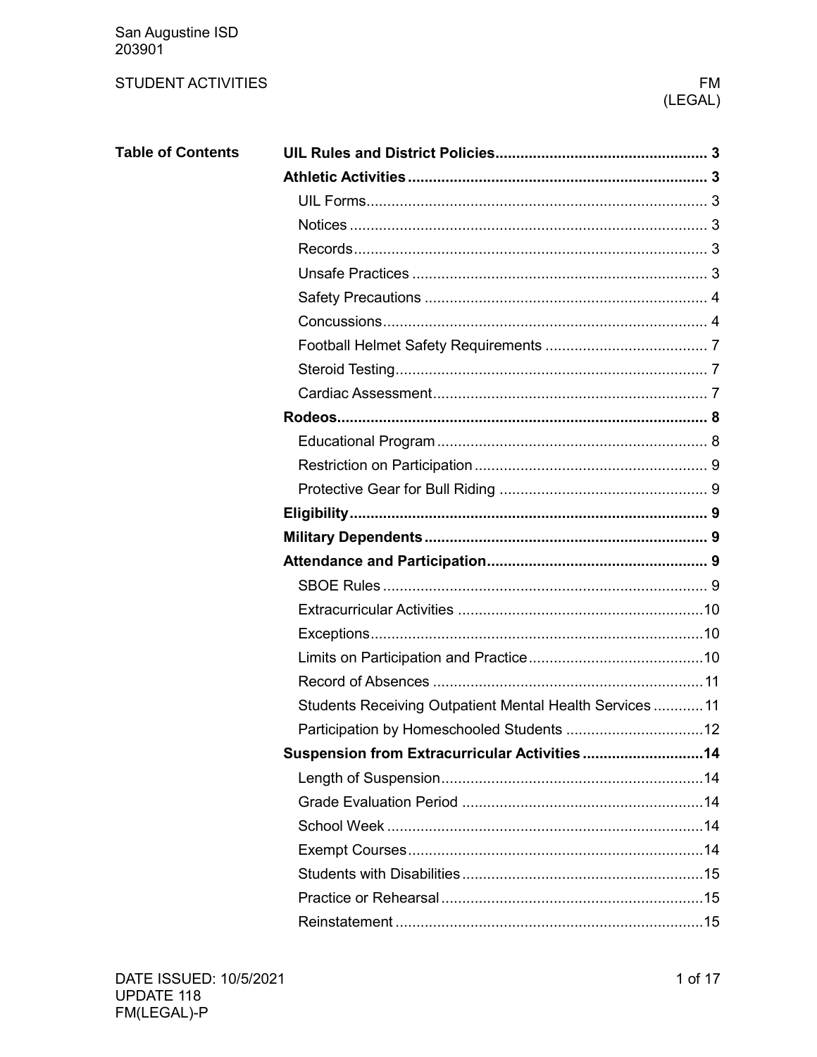San Augustine ISD
203901

STUDENT ACTIVITIES

FM (LEGAL)

**Table of Contents**

| | |
|---|---|
| **UIL Rules and District Policies** | **3** |
| **Athletic Activities** | **3** |
| UIL Forms | 3 |
| Notices | 3 |
| Records | 3 |
| Unsafe Practices | 3 |
| Safety Precautions | 4 |
| Concussions | 4 |
| Football Helmet Safety Requirements | 7 |
| Steroid Testing | 7 |
| Cardiac Assessment | 7 |
| **Rodeos** | **8** |
| Educational Program | 8 |
| Restriction on Participation | 9 |
| Protective Gear for Bull Riding | 9 |
| **Eligibility** | **9** |
| **Military Dependents** | **9** |
| **Attendance and Participation** | **9** |
| SBOE Rules | 9 |
| Extracurricular Activities | 10 |
| Exceptions | 10 |
| Limits on Participation and Practice | 10 |
| Record of Absences | 11 |
| Students Receiving Outpatient Mental Health Services | 11 |
| Participation by Homeschooled Students | 12 |
| **Suspension from Extracurricular Activities** | **14** |
| Length of Suspension | 14 |
| Grade Evaluation Period | 14 |
| School Week | 14 |
| Exempt Courses | 14 |
| Students with Disabilities | 15 |
| Practice or Rehearsal | 15 |
| Reinstatement | 15 |

DATE ISSUED: 10/5/2021
UPDATE 118
FM(LEGAL)-P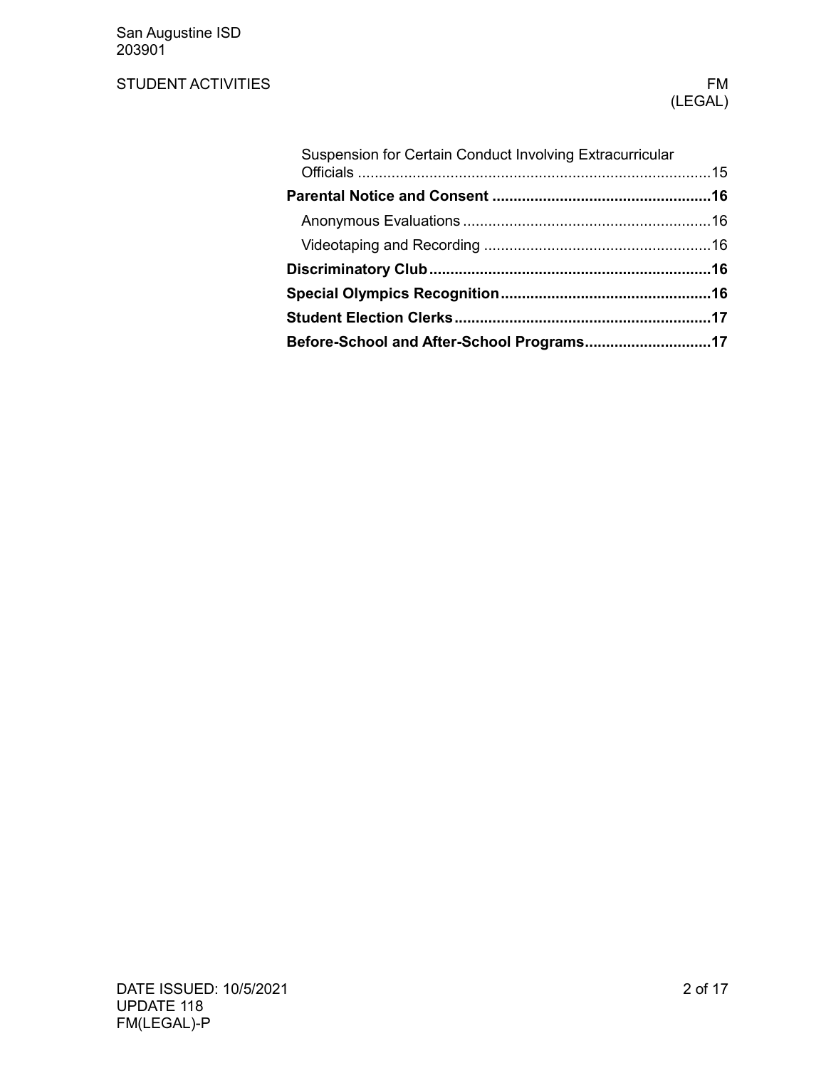Suspension for Certain Conduct Involving Extracurricular Officials ....................................................................................15

**Parental Notice and Consent ....................................................16**

Anonymous Evaluations ..........................................................16

Videotaping and Recording .....................................................16

**Discriminatory Club.................................................................16**

**Special Olympics Recognition.................................................16**

**Student Election Clerks............................................................17**

**Before-School and After-School Programs.............................17**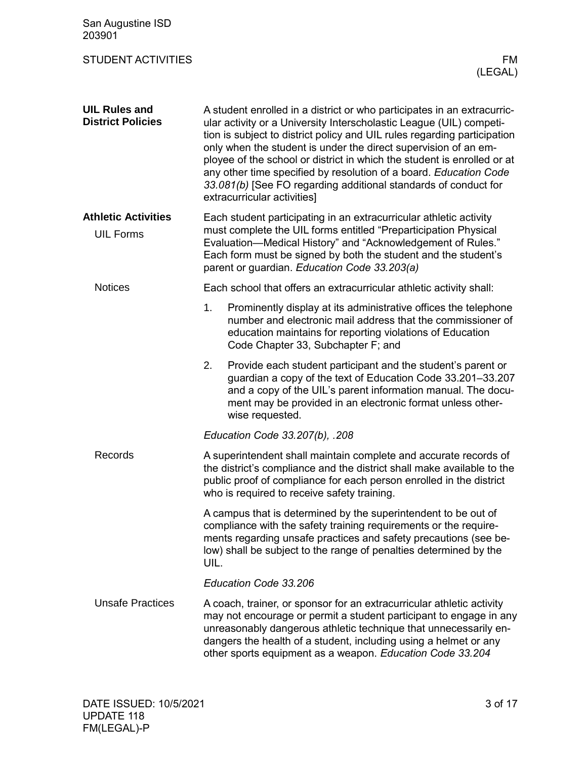## UIL Rules and District Policies

A student enrolled in a district or who participates in an extracurricular activity or a University Interscholastic League (UIL) competition is subject to district policy and UIL rules regarding participation only when the student is under the direct supervision of an employee of the school or district in which the student is enrolled or at any other time specified by resolution of a board. *Education Code 33.081(b)* [See FO regarding additional standards of conduct for extracurricular activities]

## Athletic Activities

### UIL Forms

Each student participating in an extracurricular athletic activity must complete the UIL forms entitled "Preparticipation Physical Evaluation—Medical History" and "Acknowledgement of Rules." Each form must be signed by both the student and the student's parent or guardian. *Education Code 33.203(a)*

### Notices

Each school that offers an extracurricular athletic activity shall:

1. Prominently display at its administrative offices the telephone number and electronic mail address that the commissioner of education maintains for reporting violations of Education Code Chapter 33, Subchapter F; and
2. Provide each student participant and the student's parent or guardian a copy of the text of Education Code 33.201–33.207 and a copy of the UIL's parent information manual. The document may be provided in an electronic format unless otherwise requested.

*Education Code 33.207(b), .208*

### Records

A superintendent shall maintain complete and accurate records of the district's compliance and the district shall make available to the public proof of compliance for each person enrolled in the district who is required to receive safety training.

A campus that is determined by the superintendent to be out of compliance with the safety training requirements or the requirements regarding unsafe practices and safety precautions (see below) shall be subject to the range of penalties determined by the UIL.

*Education Code 33.206*

### Unsafe Practices

A coach, trainer, or sponsor for an extracurricular athletic activity may not encourage or permit a student participant to engage in any unreasonably dangerous athletic technique that unnecessarily endangers the health of a student, including using a helmet or any other sports equipment as a weapon. *Education Code 33.204*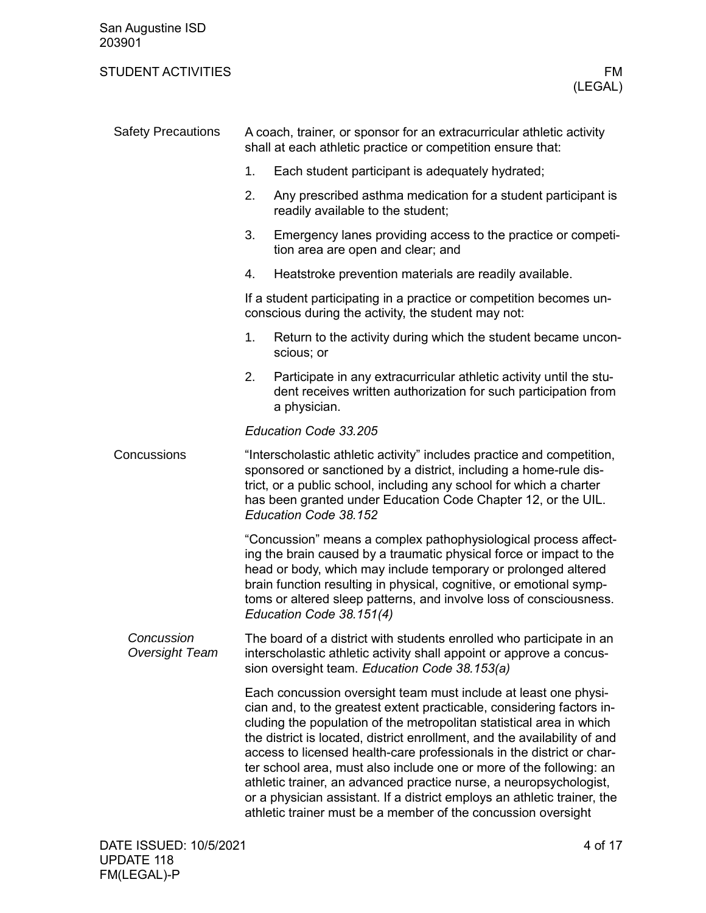## Safety Precautions

A coach, trainer, or sponsor for an extracurricular athletic activity shall at each athletic practice or competition ensure that:

1. Each student participant is adequately hydrated;
2. Any prescribed asthma medication for a student participant is readily available to the student;
3. Emergency lanes providing access to the practice or competition area are open and clear; and
4. Heatstroke prevention materials are readily available.

If a student participating in a practice or competition becomes unconscious during the activity, the student may not:

1. Return to the activity during which the student became unconscious; or
2. Participate in any extracurricular athletic activity until the student receives written authorization for such participation from a physician.

*Education Code 33.205*

## Concussions

"Interscholastic athletic activity" includes practice and competition, sponsored or sanctioned by a district, including a home-rule district, or a public school, including any school for which a charter has been granted under Education Code Chapter 12, or the UIL. *Education Code 38.152*

"Concussion" means a complex pathophysiological process affecting the brain caused by a traumatic physical force or impact to the head or body, which may include temporary or prolonged altered brain function resulting in physical, cognitive, or emotional symptoms or altered sleep patterns, and involve loss of consciousness. *Education Code 38.151(4)*

### *Concussion Oversight Team*

The board of a district with students enrolled who participate in an interscholastic athletic activity shall appoint or approve a concussion oversight team. *Education Code 38.153(a)*

Each concussion oversight team must include at least one physician and, to the greatest extent practicable, considering factors including the population of the metropolitan statistical area in which the district is located, district enrollment, and the availability of and access to licensed health-care professionals in the district or charter school area, must also include one or more of the following: an athletic trainer, an advanced practice nurse, a neuropsychologist, or a physician assistant. If a district employs an athletic trainer, the athletic trainer must be a member of the concussion oversight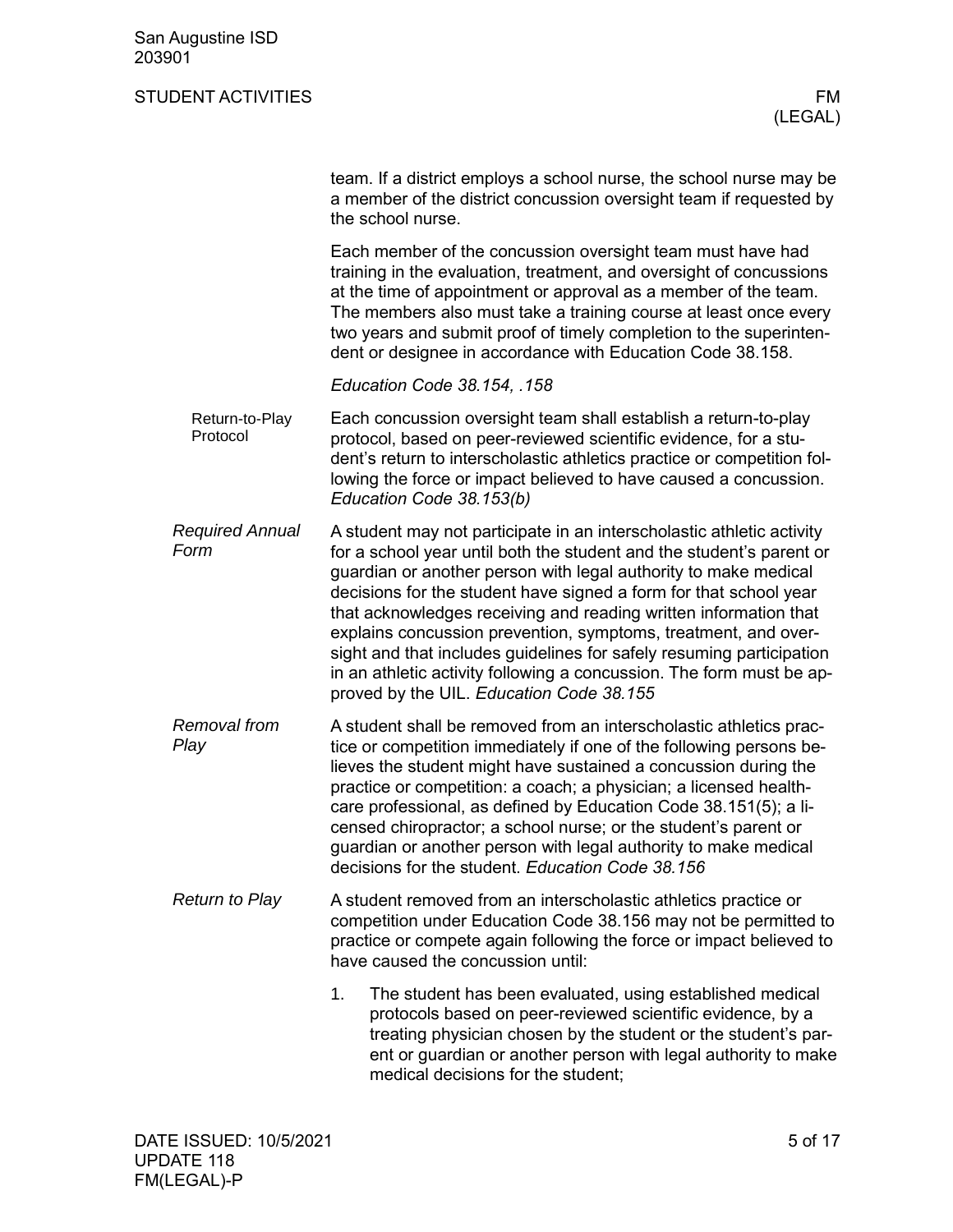team. If a district employs a school nurse, the school nurse may be a member of the district concussion oversight team if requested by the school nurse.

Each member of the concussion oversight team must have had training in the evaluation, treatment, and oversight of concussions at the time of appointment or approval as a member of the team. The members also must take a training course at least once every two years and submit proof of timely completion to the superintendent or designee in accordance with Education Code 38.158.

*Education Code 38.154, .158*

#### Return-to-Play Protocol

Each concussion oversight team shall establish a return-to-play protocol, based on peer-reviewed scientific evidence, for a student's return to interscholastic athletics practice or competition following the force or impact believed to have caused a concussion. *Education Code 38.153(b)*

### *Required Annual Form*

A student may not participate in an interscholastic athletic activity for a school year until both the student and the student's parent or guardian or another person with legal authority to make medical decisions for the student have signed a form for that school year that acknowledges receiving and reading written information that explains concussion prevention, symptoms, treatment, and oversight and that includes guidelines for safely resuming participation in an athletic activity following a concussion. The form must be approved by the UIL. *Education Code 38.155*

### *Removal from Play*

A student shall be removed from an interscholastic athletics practice or competition immediately if one of the following persons believes the student might have sustained a concussion during the practice or competition: a coach; a physician; a licensed health-care professional, as defined by Education Code 38.151(5); a licensed chiropractor; a school nurse; or the student's parent or guardian or another person with legal authority to make medical decisions for the student. *Education Code 38.156*

### *Return to Play*

A student removed from an interscholastic athletics practice or competition under Education Code 38.156 may not be permitted to practice or compete again following the force or impact believed to have caused the concussion until:

1. The student has been evaluated, using established medical protocols based on peer-reviewed scientific evidence, by a treating physician chosen by the student or the student's parent or guardian or another person with legal authority to make medical decisions for the student;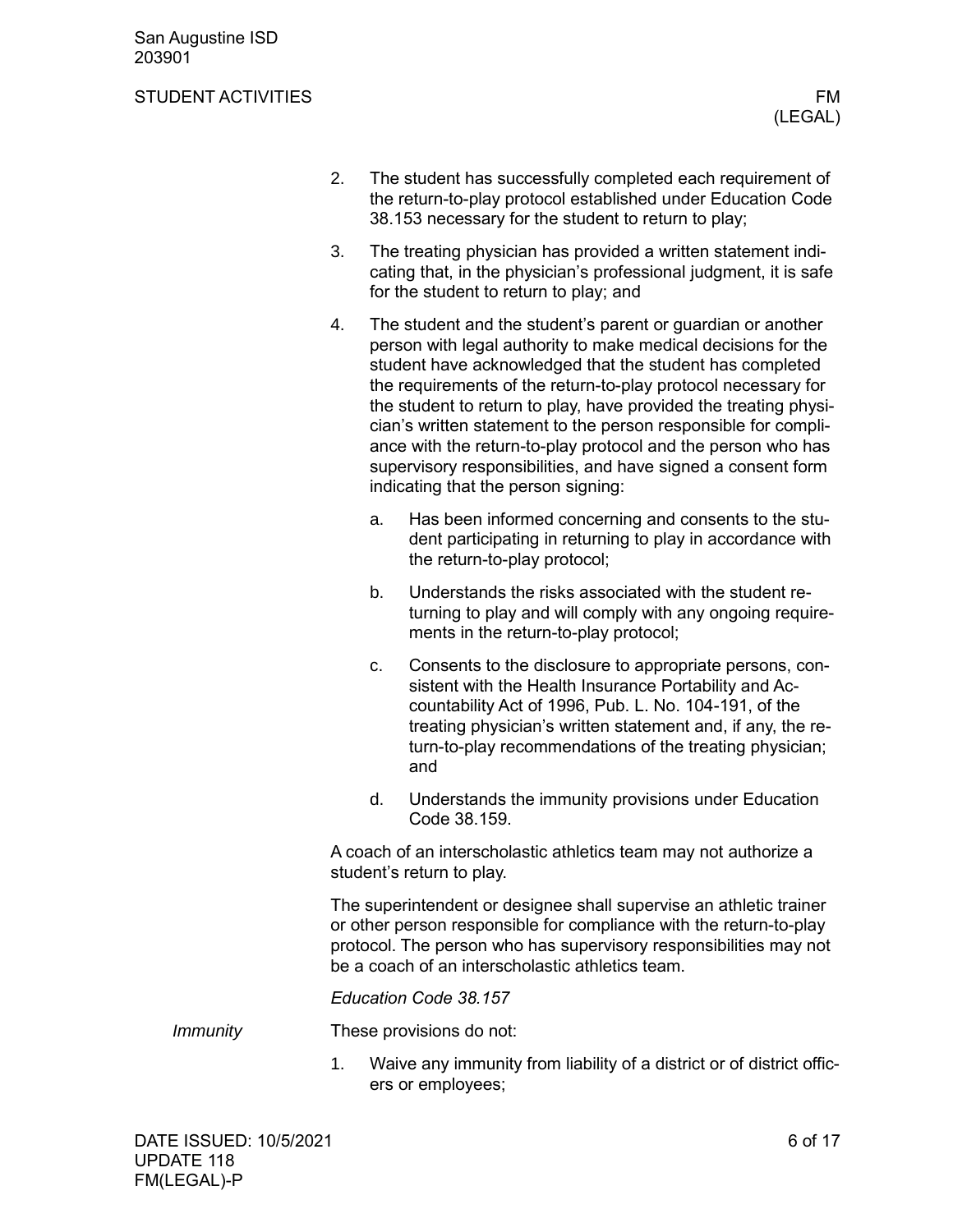2. The student has successfully completed each requirement of the return-to-play protocol established under Education Code 38.153 necessary for the student to return to play;
3. The treating physician has provided a written statement indicating that, in the physician's professional judgment, it is safe for the student to return to play; and
4. The student and the student's parent or guardian or another person with legal authority to make medical decisions for the student have acknowledged that the student has completed the requirements of the return-to-play protocol necessary for the student to return to play, have provided the treating physician's written statement to the person responsible for compliance with the return-to-play protocol and the person who has supervisory responsibilities, and have signed a consent form indicating that the person signing:
   a. Has been informed concerning and consents to the student participating in returning to play in accordance with the return-to-play protocol;
   b. Understands the risks associated with the student returning to play and will comply with any ongoing requirements in the return-to-play protocol;
   c. Consents to the disclosure to appropriate persons, consistent with the Health Insurance Portability and Accountability Act of 1996, Pub. L. No. 104-191, of the treating physician's written statement and, if any, the return-to-play recommendations of the treating physician; and
   d. Understands the immunity provisions under Education Code 38.159.

A coach of an interscholastic athletics team may not authorize a student's return to play.

The superintendent or designee shall supervise an athletic trainer or other person responsible for compliance with the return-to-play protocol. The person who has supervisory responsibilities may not be a coach of an interscholastic athletics team.

*Education Code 38.157*

*Immunity*

These provisions do not:

1. Waive any immunity from liability of a district or of district officers or employees;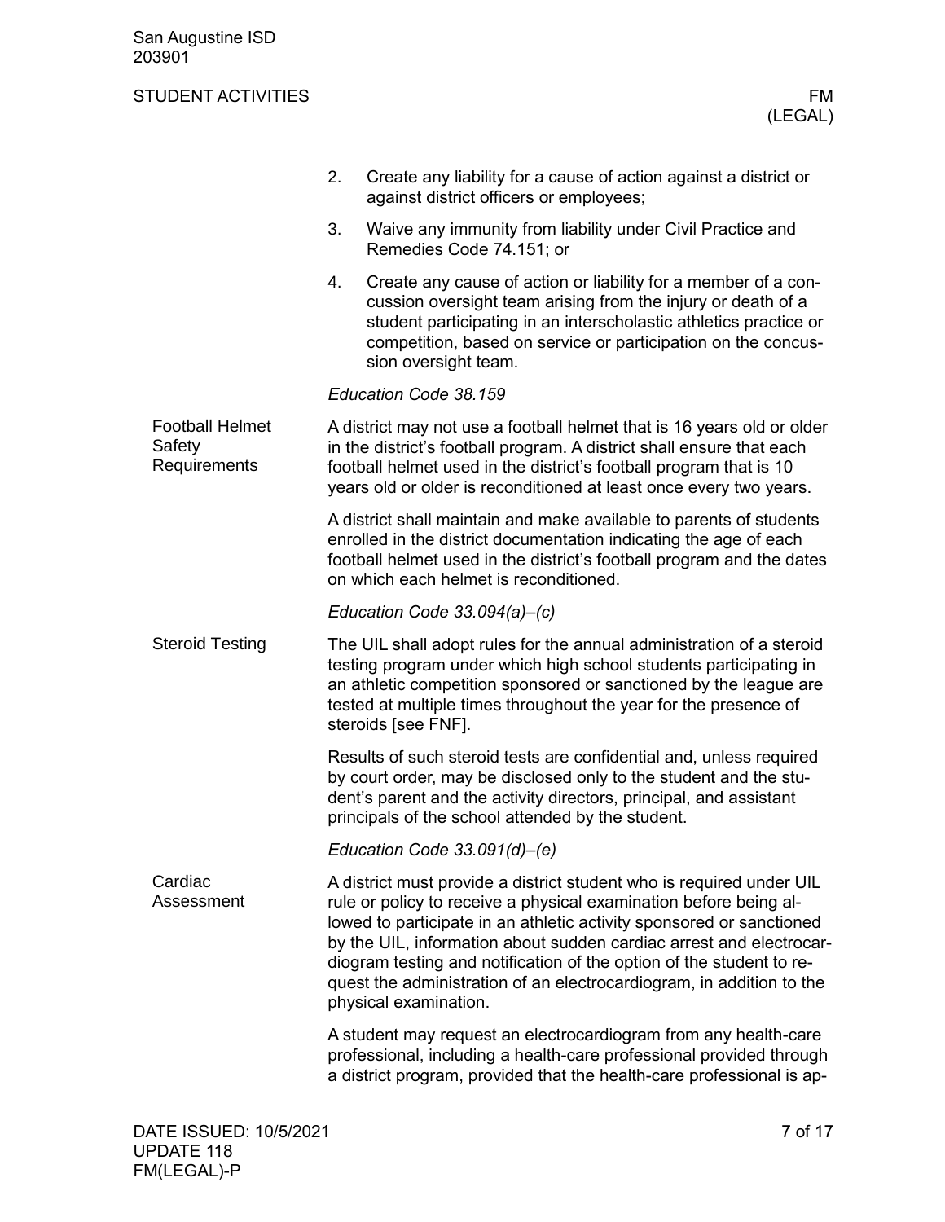2. Create any liability for a cause of action against a district or against district officers or employees;
3. Waive any immunity from liability under Civil Practice and Remedies Code 74.151; or
4. Create any cause of action or liability for a member of a concussion oversight team arising from the injury or death of a student participating in an interscholastic athletics practice or competition, based on service or participation on the concussion oversight team.

*Education Code 38.159*

### Football Helmet Safety Requirements

A district may not use a football helmet that is 16 years old or older in the district's football program. A district shall ensure that each football helmet used in the district's football program that is 10 years old or older is reconditioned at least once every two years.

A district shall maintain and make available to parents of students enrolled in the district documentation indicating the age of each football helmet used in the district's football program and the dates on which each helmet is reconditioned.

*Education Code 33.094(a)–(c)*

### Steroid Testing

The UIL shall adopt rules for the annual administration of a steroid testing program under which high school students participating in an athletic competition sponsored or sanctioned by the league are tested at multiple times throughout the year for the presence of steroids [see FNF].

Results of such steroid tests are confidential and, unless required by court order, may be disclosed only to the student and the student's parent and the activity directors, principal, and assistant principals of the school attended by the student.

*Education Code 33.091(d)–(e)*

### Cardiac Assessment

A district must provide a district student who is required under UIL rule or policy to receive a physical examination before being allowed to participate in an athletic activity sponsored or sanctioned by the UIL, information about sudden cardiac arrest and electrocardiogram testing and notification of the option of the student to request the administration of an electrocardiogram, in addition to the physical examination.

A student may request an electrocardiogram from any health-care professional, including a health-care professional provided through a district program, provided that the health-care professional is ap-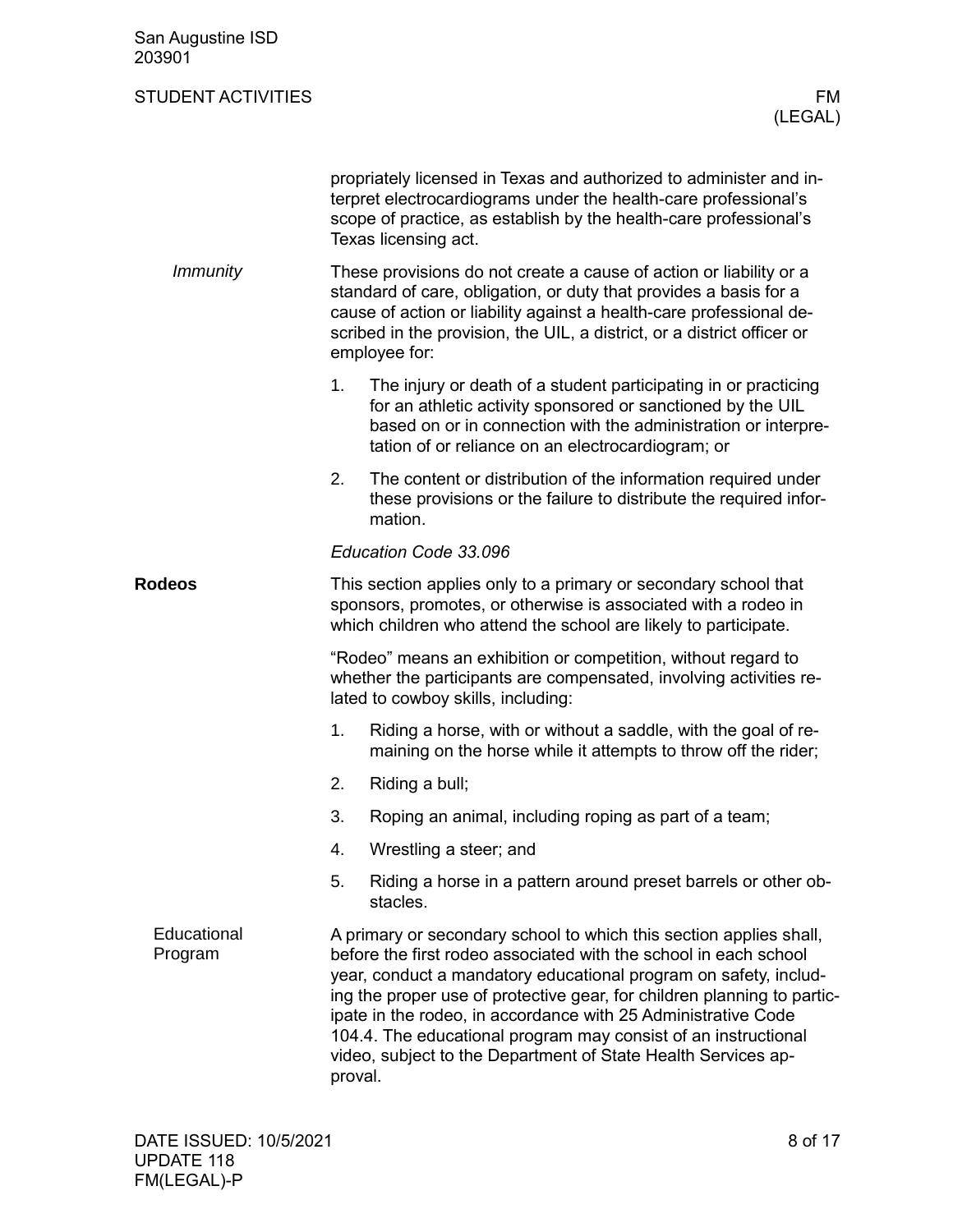propriately licensed in Texas and authorized to administer and interpret electrocardiograms under the health-care professional's scope of practice, as establish by the health-care professional's Texas licensing act.

*Immunity*

These provisions do not create a cause of action or liability or a standard of care, obligation, or duty that provides a basis for a cause of action or liability against a health-care professional described in the provision, the UIL, a district, or a district officer or employee for:

1. The injury or death of a student participating in or practicing for an athletic activity sponsored or sanctioned by the UIL based on or in connection with the administration or interpretation of or reliance on an electrocardiogram; or
2. The content or distribution of the information required under these provisions or the failure to distribute the required information.

*Education Code 33.096*

## Rodeos

This section applies only to a primary or secondary school that sponsors, promotes, or otherwise is associated with a rodeo in which children who attend the school are likely to participate.

"Rodeo" means an exhibition or competition, without regard to whether the participants are compensated, involving activities related to cowboy skills, including:

1. Riding a horse, with or without a saddle, with the goal of remaining on the horse while it attempts to throw off the rider;
2. Riding a bull;
3. Roping an animal, including roping as part of a team;
4. Wrestling a steer; and
5. Riding a horse in a pattern around preset barrels or other obstacles.

### Educational Program

A primary or secondary school to which this section applies shall, before the first rodeo associated with the school in each school year, conduct a mandatory educational program on safety, including the proper use of protective gear, for children planning to participate in the rodeo, in accordance with 25 Administrative Code 104.4. The educational program may consist of an instructional video, subject to the Department of State Health Services approval.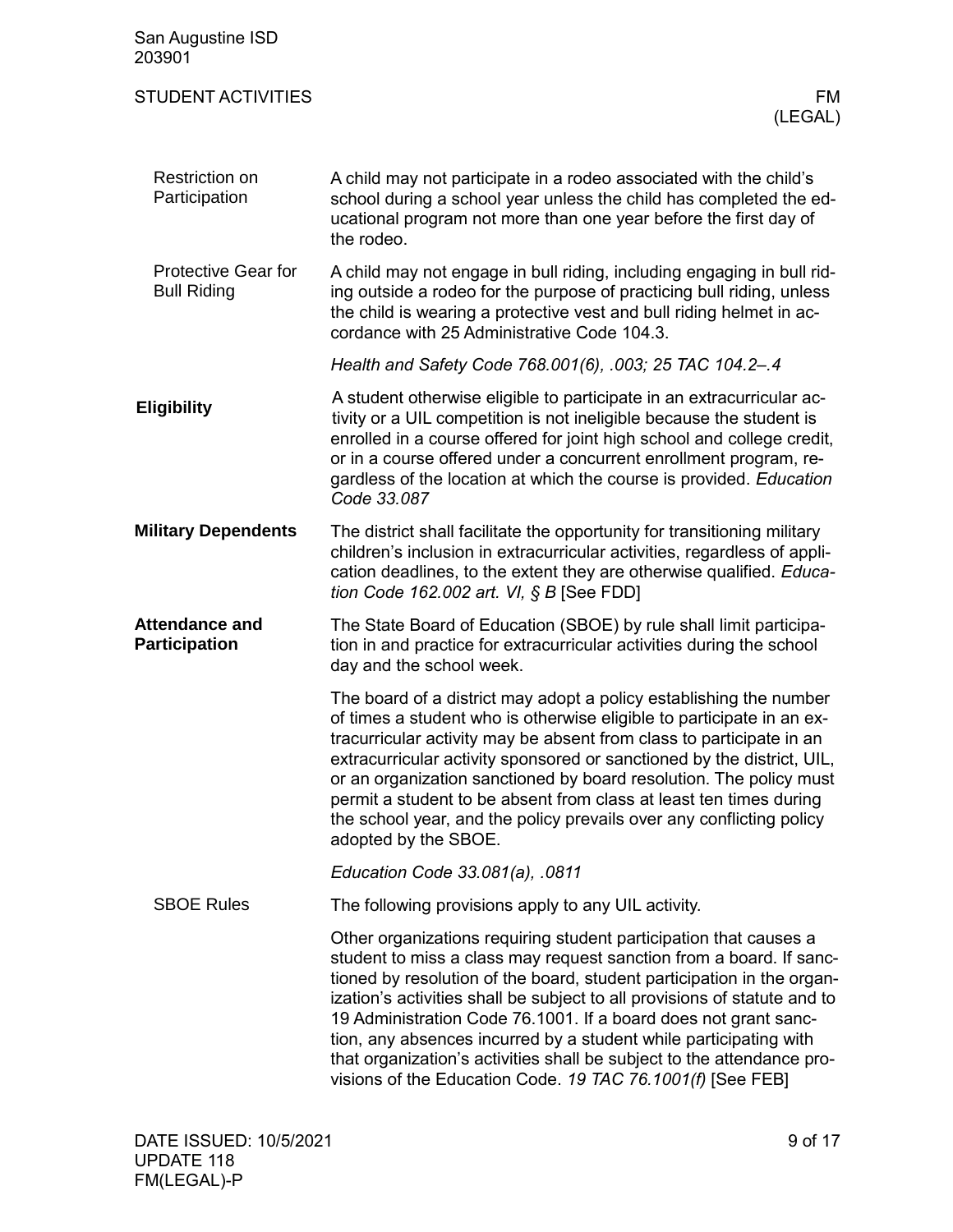### Restriction on Participation

A child may not participate in a rodeo associated with the child's school during a school year unless the child has completed the educational program not more than one year before the first day of the rodeo.

### Protective Gear for Bull Riding

A child may not engage in bull riding, including engaging in bull riding outside a rodeo for the purpose of practicing bull riding, unless the child is wearing a protective vest and bull riding helmet in accordance with 25 Administrative Code 104.3.

*Health and Safety Code 768.001(6), .003; 25 TAC 104.2–.4*

## Eligibility

A student otherwise eligible to participate in an extracurricular activity or a UIL competition is not ineligible because the student is enrolled in a course offered for joint high school and college credit, or in a course offered under a concurrent enrollment program, regardless of the location at which the course is provided. *Education Code 33.087*

## Military Dependents

The district shall facilitate the opportunity for transitioning military children's inclusion in extracurricular activities, regardless of application deadlines, to the extent they are otherwise qualified. *Education Code 162.002 art. VI, § B* [See FDD]

## Attendance and Participation

The State Board of Education (SBOE) by rule shall limit participation in and practice for extracurricular activities during the school day and the school week.

The board of a district may adopt a policy establishing the number of times a student who is otherwise eligible to participate in an extracurricular activity may be absent from class to participate in an extracurricular activity sponsored or sanctioned by the district, UIL, or an organization sanctioned by board resolution. The policy must permit a student to be absent from class at least ten times during the school year, and the policy prevails over any conflicting policy adopted by the SBOE.

*Education Code 33.081(a), .0811*

### SBOE Rules

The following provisions apply to any UIL activity.

Other organizations requiring student participation that causes a student to miss a class may request sanction from a board. If sanctioned by resolution of the board, student participation in the organization's activities shall be subject to all provisions of statute and to 19 Administration Code 76.1001. If a board does not grant sanction, any absences incurred by a student while participating with that organization's activities shall be subject to the attendance provisions of the Education Code. *19 TAC 76.1001(f)* [See FEB]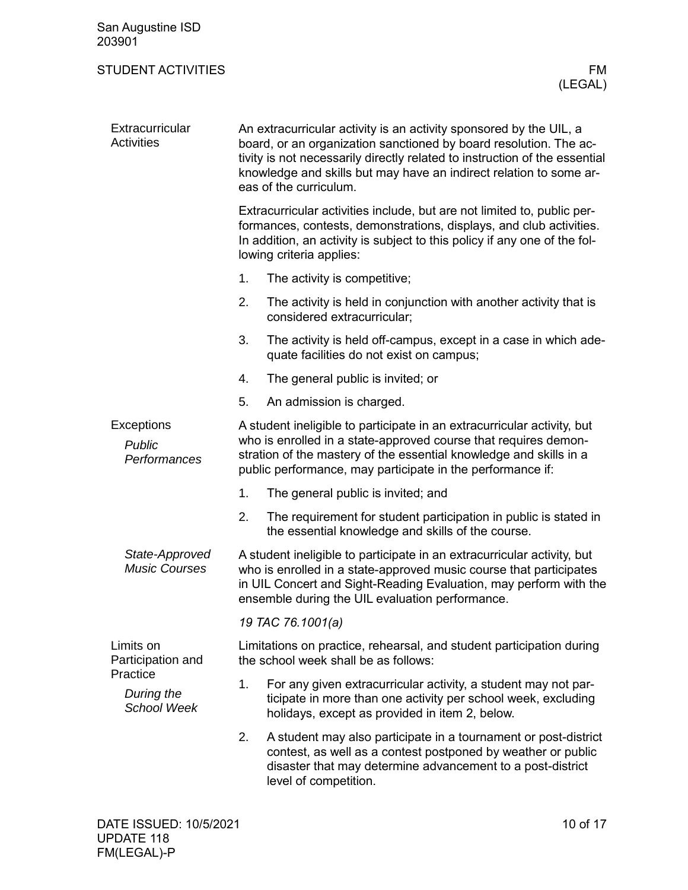## Extracurricular Activities

An extracurricular activity is an activity sponsored by the UIL, a board, or an organization sanctioned by board resolution. The activity is not necessarily directly related to instruction of the essential knowledge and skills but may have an indirect relation to some areas of the curriculum.

Extracurricular activities include, but are not limited to, public performances, contests, demonstrations, displays, and club activities. In addition, an activity is subject to this policy if any one of the following criteria applies:

1. The activity is competitive;
2. The activity is held in conjunction with another activity that is considered extracurricular;
3. The activity is held off-campus, except in a case in which adequate facilities do not exist on campus;
4. The general public is invited; or
5. An admission is charged.

## Exceptions

### *Public Performances*

A student ineligible to participate in an extracurricular activity, but who is enrolled in a state-approved course that requires demonstration of the mastery of the essential knowledge and skills in a public performance, may participate in the performance if:

1. The general public is invited; and
2. The requirement for student participation in public is stated in the essential knowledge and skills of the course.

### *State-Approved Music Courses*

A student ineligible to participate in an extracurricular activity, but who is enrolled in a state-approved music course that participates in UIL Concert and Sight-Reading Evaluation, may perform with the ensemble during the UIL evaluation performance.

*19 TAC 76.1001(a)*

## Limits on Participation and Practice

### *During the School Week*

Limitations on practice, rehearsal, and student participation during the school week shall be as follows:

1. For any given extracurricular activity, a student may not participate in more than one activity per school week, excluding holidays, except as provided in item 2, below.
2. A student may also participate in a tournament or post-district contest, as well as a contest postponed by weather or public disaster that may determine advancement to a post-district level of competition.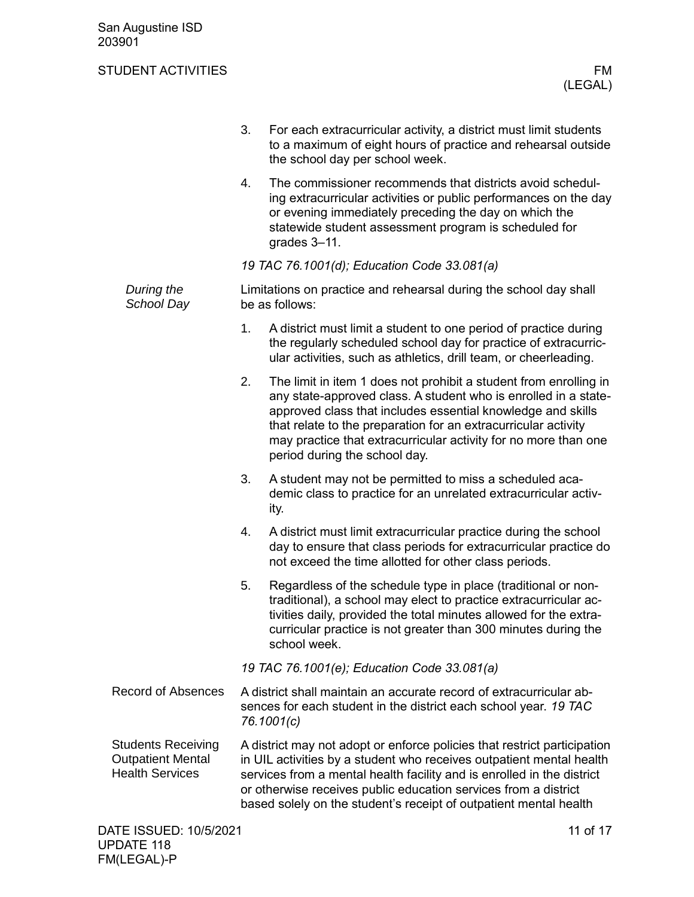3. For each extracurricular activity, a district must limit students to a maximum of eight hours of practice and rehearsal outside the school day per school week.

4. The commissioner recommends that districts avoid scheduling extracurricular activities or public performances on the day or evening immediately preceding the day on which the statewide student assessment program is scheduled for grades 3–11.

*19 TAC 76.1001(d); Education Code 33.081(a)*

### *During the School Day*

Limitations on practice and rehearsal during the school day shall be as follows:

1. A district must limit a student to one period of practice during the regularly scheduled school day for practice of extracurricular activities, such as athletics, drill team, or cheerleading.

2. The limit in item 1 does not prohibit a student from enrolling in any state-approved class. A student who is enrolled in a state-approved class that includes essential knowledge and skills that relate to the preparation for an extracurricular activity may practice that extracurricular activity for no more than one period during the school day.

3. A student may not be permitted to miss a scheduled academic class to practice for an unrelated extracurricular activity.

4. A district must limit extracurricular practice during the school day to ensure that class periods for extracurricular practice do not exceed the time allotted for other class periods.

5. Regardless of the schedule type in place (traditional or non-traditional), a school may elect to practice extracurricular activities daily, provided the total minutes allowed for the extracurricular practice is not greater than 300 minutes during the school week.

*19 TAC 76.1001(e); Education Code 33.081(a)*

## Record of Absences

A district shall maintain an accurate record of extracurricular absences for each student in the district each school year. *19 TAC 76.1001(c)*

## Students Receiving Outpatient Mental Health Services

A district may not adopt or enforce policies that restrict participation in UIL activities by a student who receives outpatient mental health services from a mental health facility and is enrolled in the district or otherwise receives public education services from a district based solely on the student's receipt of outpatient mental health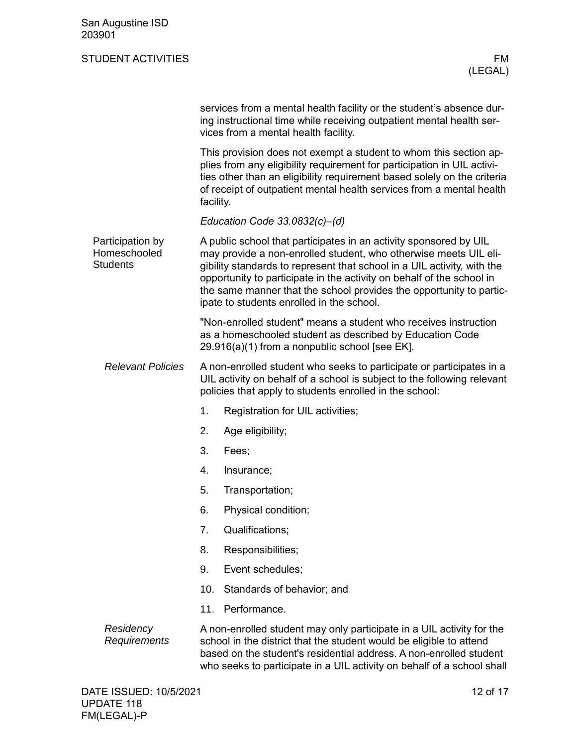services from a mental health facility or the student's absence during instructional time while receiving outpatient mental health services from a mental health facility.

This provision does not exempt a student to whom this section applies from any eligibility requirement for participation in UIL activities other than an eligibility requirement based solely on the criteria of receipt of outpatient mental health services from a mental health facility.

*Education Code 33.0832(c)–(d)*

## Participation by Homeschooled Students

A public school that participates in an activity sponsored by UIL may provide a non-enrolled student, who otherwise meets UIL eligibility standards to represent that school in a UIL activity, with the opportunity to participate in the activity on behalf of the school in the same manner that the school provides the opportunity to participate to students enrolled in the school.

"Non-enrolled student" means a student who receives instruction as a homeschooled student as described by Education Code 29.916(a)(1) from a nonpublic school [see EK].

### *Relevant Policies*

A non-enrolled student who seeks to participate or participates in a UIL activity on behalf of a school is subject to the following relevant policies that apply to students enrolled in the school:

1. Registration for UIL activities;
2. Age eligibility;
3. Fees;
4. Insurance;
5. Transportation;
6. Physical condition;
7. Qualifications;
8. Responsibilities;
9. Event schedules;
10. Standards of behavior; and
11. Performance.

### *Residency Requirements*

A non-enrolled student may only participate in a UIL activity for the school in the district that the student would be eligible to attend based on the student's residential address. A non-enrolled student who seeks to participate in a UIL activity on behalf of a school shall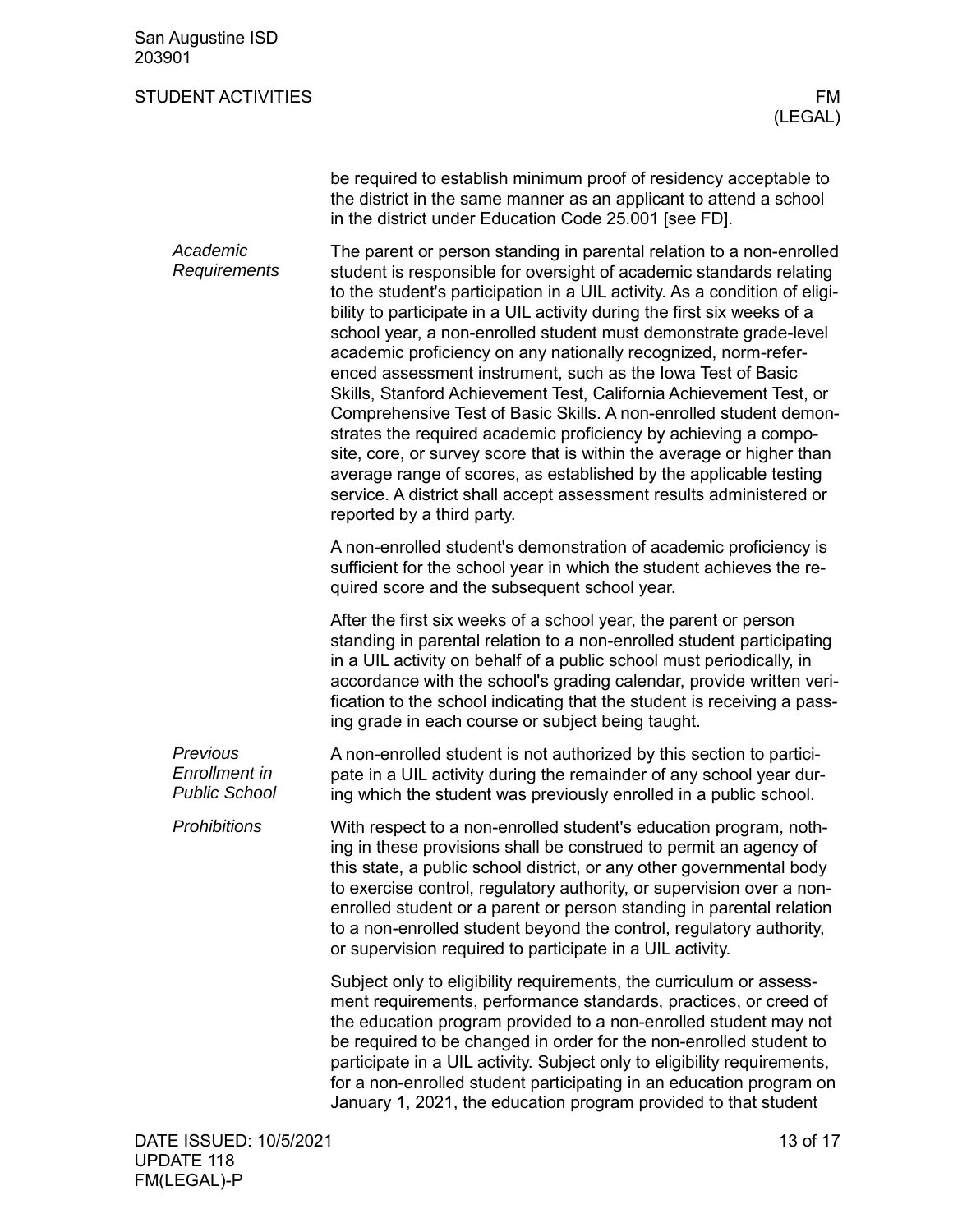be required to establish minimum proof of residency acceptable to the district in the same manner as an applicant to attend a school in the district under Education Code 25.001 [see FD].

*Academic Requirements*

The parent or person standing in parental relation to a non-enrolled student is responsible for oversight of academic standards relating to the student's participation in a UIL activity. As a condition of eligibility to participate in a UIL activity during the first six weeks of a school year, a non-enrolled student must demonstrate grade-level academic proficiency on any nationally recognized, norm-referenced assessment instrument, such as the Iowa Test of Basic Skills, Stanford Achievement Test, California Achievement Test, or Comprehensive Test of Basic Skills. A non-enrolled student demonstrates the required academic proficiency by achieving a composite, core, or survey score that is within the average or higher than average range of scores, as established by the applicable testing service. A district shall accept assessment results administered or reported by a third party.

A non-enrolled student's demonstration of academic proficiency is sufficient for the school year in which the student achieves the required score and the subsequent school year.

After the first six weeks of a school year, the parent or person standing in parental relation to a non-enrolled student participating in a UIL activity on behalf of a public school must periodically, in accordance with the school's grading calendar, provide written verification to the school indicating that the student is receiving a passing grade in each course or subject being taught.

*Previous Enrollment in Public School*

A non-enrolled student is not authorized by this section to participate in a UIL activity during the remainder of any school year during which the student was previously enrolled in a public school.

*Prohibitions*

With respect to a non-enrolled student's education program, nothing in these provisions shall be construed to permit an agency of this state, a public school district, or any other governmental body to exercise control, regulatory authority, or supervision over a non-enrolled student or a parent or person standing in parental relation to a non-enrolled student beyond the control, regulatory authority, or supervision required to participate in a UIL activity.

Subject only to eligibility requirements, the curriculum or assessment requirements, performance standards, practices, or creed of the education program provided to a non-enrolled student may not be required to be changed in order for the non-enrolled student to participate in a UIL activity. Subject only to eligibility requirements, for a non-enrolled student participating in an education program on January 1, 2021, the education program provided to that student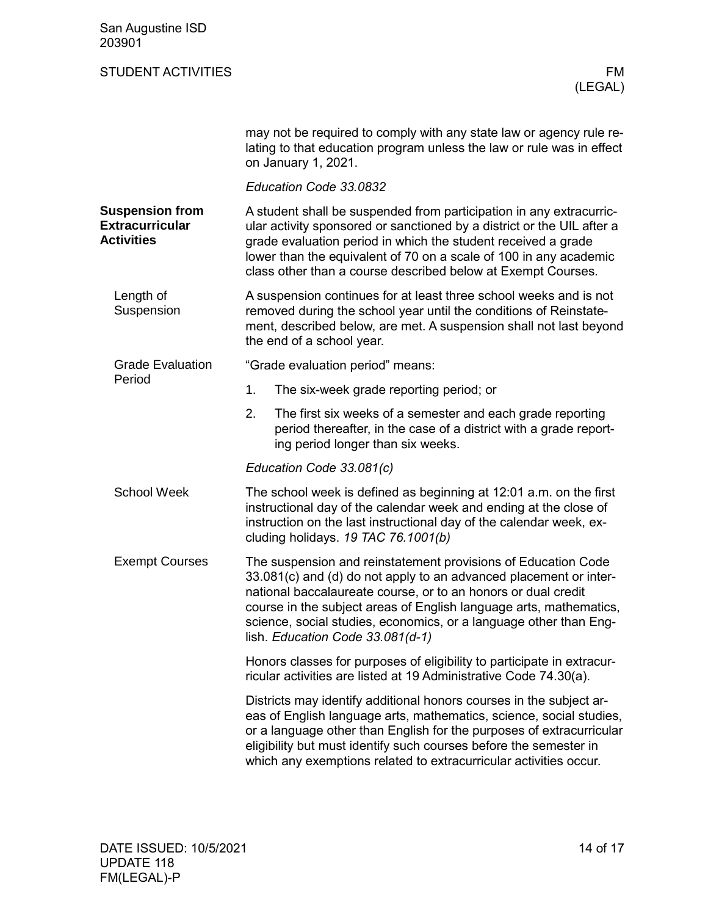may not be required to comply with any state law or agency rule relating to that education program unless the law or rule was in effect on January 1, 2021.

*Education Code 33.0832*

## Suspension from Extracurricular Activities

A student shall be suspended from participation in any extracurricular activity sponsored or sanctioned by a district or the UIL after a grade evaluation period in which the student received a grade lower than the equivalent of 70 on a scale of 100 in any academic class other than a course described below at Exempt Courses.

### Length of Suspension

A suspension continues for at least three school weeks and is not removed during the school year until the conditions of Reinstatement, described below, are met. A suspension shall not last beyond the end of a school year.

### Grade Evaluation Period

"Grade evaluation period" means:

1. The six-week grade reporting period; or
2. The first six weeks of a semester and each grade reporting period thereafter, in the case of a district with a grade reporting period longer than six weeks.

*Education Code 33.081(c)*

### School Week

The school week is defined as beginning at 12:01 a.m. on the first instructional day of the calendar week and ending at the close of instruction on the last instructional day of the calendar week, excluding holidays. *19 TAC 76.1001(b)*

### Exempt Courses

The suspension and reinstatement provisions of Education Code 33.081(c) and (d) do not apply to an advanced placement or international baccalaureate course, or to an honors or dual credit course in the subject areas of English language arts, mathematics, science, social studies, economics, or a language other than English. *Education Code 33.081(d-1)*

Honors classes for purposes of eligibility to participate in extracurricular activities are listed at 19 Administrative Code 74.30(a).

Districts may identify additional honors courses in the subject areas of English language arts, mathematics, science, social studies, or a language other than English for the purposes of extracurricular eligibility but must identify such courses before the semester in which any exemptions related to extracurricular activities occur.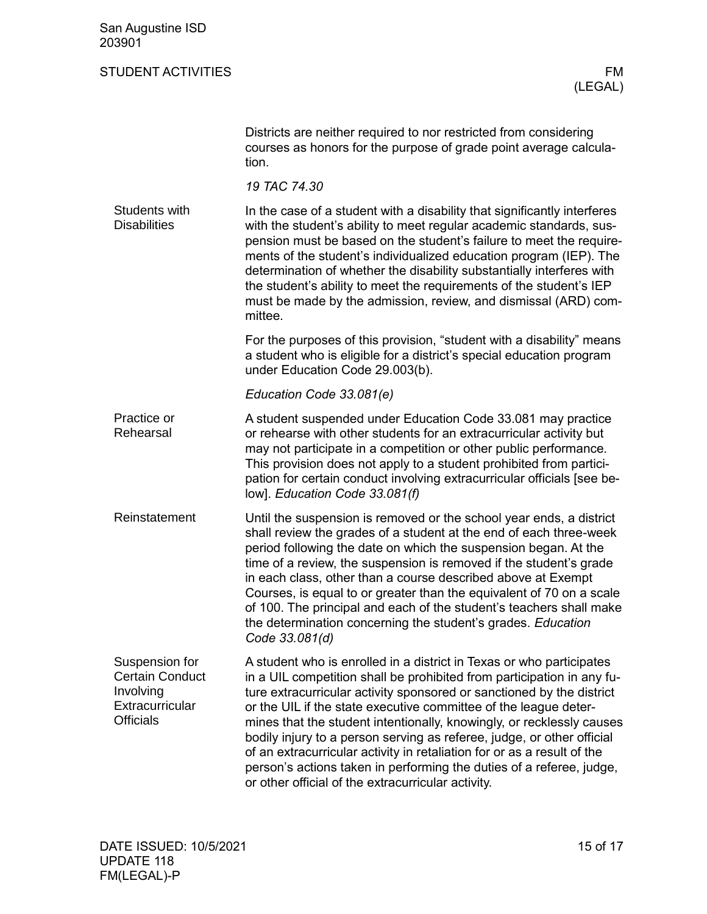Districts are neither required to nor restricted from considering courses as honors for the purpose of grade point average calculation.

*19 TAC 74.30*

### Students with Disabilities

In the case of a student with a disability that significantly interferes with the student's ability to meet regular academic standards, suspension must be based on the student's failure to meet the requirements of the student's individualized education program (IEP). The determination of whether the disability substantially interferes with the student's ability to meet the requirements of the student's IEP must be made by the admission, review, and dismissal (ARD) committee.

For the purposes of this provision, "student with a disability" means a student who is eligible for a district's special education program under Education Code 29.003(b).

*Education Code 33.081(e)*

### Practice or Rehearsal

A student suspended under Education Code 33.081 may practice or rehearse with other students for an extracurricular activity but may not participate in a competition or other public performance. This provision does not apply to a student prohibited from participation for certain conduct involving extracurricular officials [see below]. *Education Code 33.081(f)*

### Reinstatement

Until the suspension is removed or the school year ends, a district shall review the grades of a student at the end of each three-week period following the date on which the suspension began. At the time of a review, the suspension is removed if the student's grade in each class, other than a course described above at Exempt Courses, is equal to or greater than the equivalent of 70 on a scale of 100. The principal and each of the student's teachers shall make the determination concerning the student's grades. *Education Code 33.081(d)*

### Suspension for Certain Conduct Involving Extracurricular Officials

A student who is enrolled in a district in Texas or who participates in a UIL competition shall be prohibited from participation in any future extracurricular activity sponsored or sanctioned by the district or the UIL if the state executive committee of the league determines that the student intentionally, knowingly, or recklessly causes bodily injury to a person serving as referee, judge, or other official of an extracurricular activity in retaliation for or as a result of the person's actions taken in performing the duties of a referee, judge, or other official of the extracurricular activity.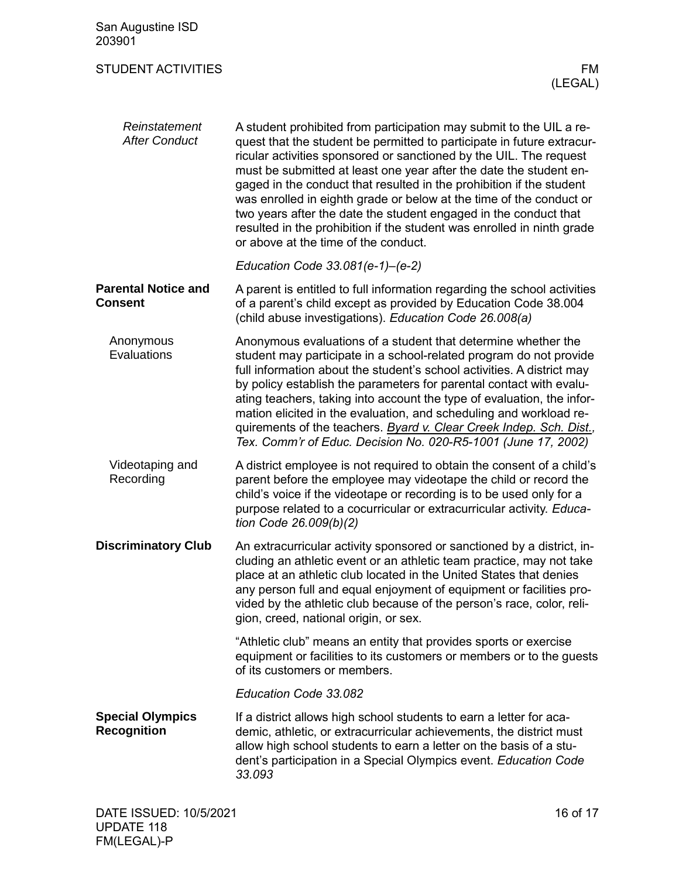### Reinstatement After Conduct

A student prohibited from participation may submit to the UIL a request that the student be permitted to participate in future extracurricular activities sponsored or sanctioned by the UIL. The request must be submitted at least one year after the date the student engaged in the conduct that resulted in the prohibition if the student was enrolled in eighth grade or below at the time of the conduct or two years after the date the student engaged in the conduct that resulted in the prohibition if the student was enrolled in ninth grade or above at the time of the conduct.

*Education Code 33.081(e-1)–(e-2)*

## Parental Notice and Consent

A parent is entitled to full information regarding the school activities of a parent's child except as provided by Education Code 38.004 (child abuse investigations). *Education Code 26.008(a)*

### Anonymous Evaluations

Anonymous evaluations of a student that determine whether the student may participate in a school-related program do not provide full information about the student's school activities. A district may by policy establish the parameters for parental contact with evaluating teachers, taking into account the type of evaluation, the information elicited in the evaluation, and scheduling and workload requirements of the teachers. *Byard v. Clear Creek Indep. Sch. Dist., Tex. Comm'r of Educ. Decision No. 020-R5-1001 (June 17, 2002)*

### Videotaping and Recording

A district employee is not required to obtain the consent of a child's parent before the employee may videotape the child or record the child's voice if the videotape or recording is to be used only for a purpose related to a cocurricular or extracurricular activity. *Education Code 26.009(b)(2)*

## Discriminatory Club

An extracurricular activity sponsored or sanctioned by a district, including an athletic event or an athletic team practice, may not take place at an athletic club located in the United States that denies any person full and equal enjoyment of equipment or facilities provided by the athletic club because of the person's race, color, religion, creed, national origin, or sex.

"Athletic club" means an entity that provides sports or exercise equipment or facilities to its customers or members or to the guests of its customers or members.

*Education Code 33.082*

## Special Olympics Recognition

If a district allows high school students to earn a letter for academic, athletic, or extracurricular achievements, the district must allow high school students to earn a letter on the basis of a student's participation in a Special Olympics event. *Education Code 33.093*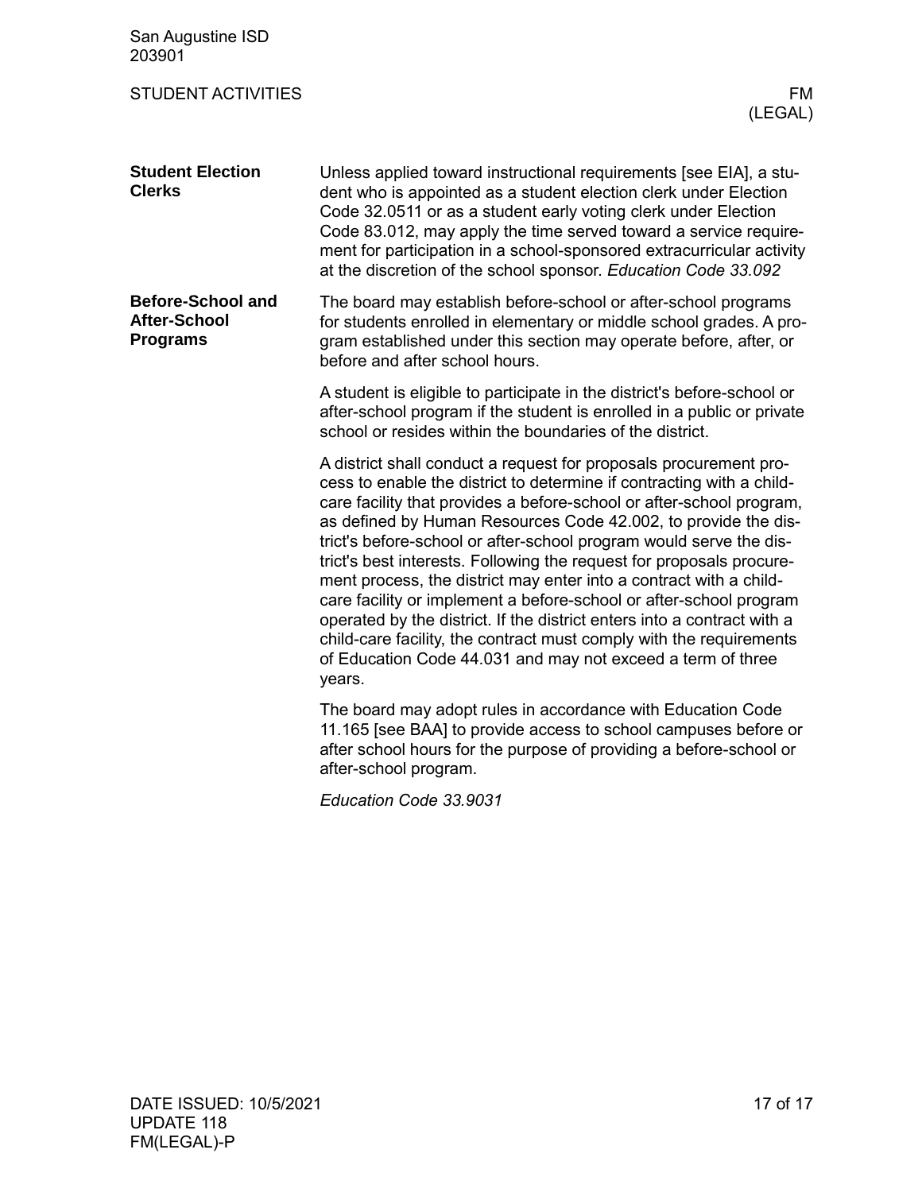## Student Election Clerks

Unless applied toward instructional requirements [see EIA], a student who is appointed as a student election clerk under Election Code 32.0511 or as a student early voting clerk under Election Code 83.012, may apply the time served toward a service requirement for participation in a school-sponsored extracurricular activity at the discretion of the school sponsor. *Education Code 33.092*

## Before-School and After-School Programs

The board may establish before-school or after-school programs for students enrolled in elementary or middle school grades. A program established under this section may operate before, after, or before and after school hours.

A student is eligible to participate in the district's before-school or after-school program if the student is enrolled in a public or private school or resides within the boundaries of the district.

A district shall conduct a request for proposals procurement process to enable the district to determine if contracting with a child-care facility that provides a before-school or after-school program, as defined by Human Resources Code 42.002, to provide the district's before-school or after-school program would serve the district's best interests. Following the request for proposals procurement process, the district may enter into a contract with a child-care facility or implement a before-school or after-school program operated by the district. If the district enters into a contract with a child-care facility, the contract must comply with the requirements of Education Code 44.031 and may not exceed a term of three years.

The board may adopt rules in accordance with Education Code 11.165 [see BAA] to provide access to school campuses before or after school hours for the purpose of providing a before-school or after-school program.

*Education Code 33.9031*